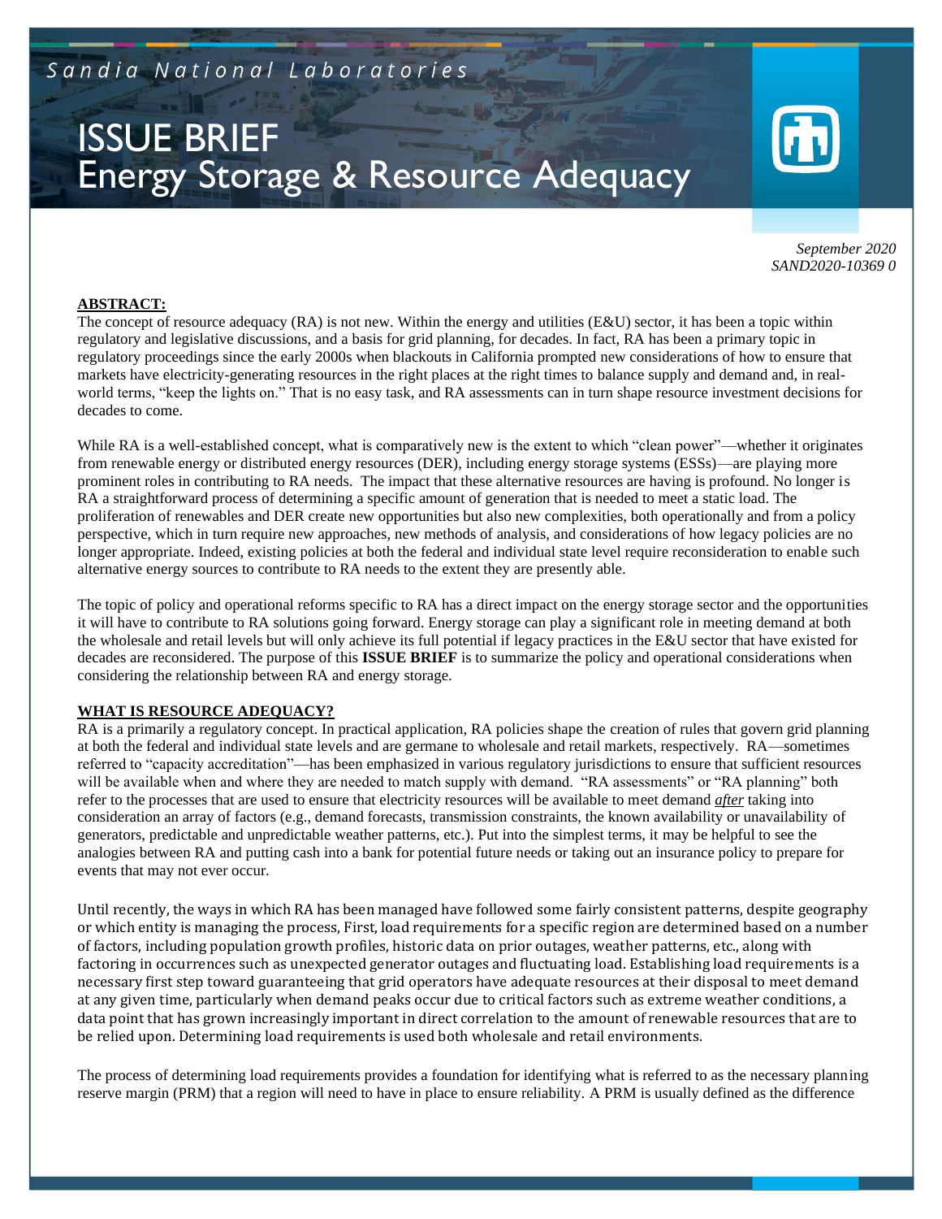Sandia National Laboratories

# ISSUE BRIEF
# Energy Storage & Resource Adequacy

*September 2020*
*SAND2020-10369 0*

## ABSTRACT:

The concept of resource adequacy (RA) is not new. Within the energy and utilities (E&U) sector, it has been a topic within regulatory and legislative discussions, and a basis for grid planning, for decades. In fact, RA has been a primary topic in regulatory proceedings since the early 2000s when blackouts in California prompted new considerations of how to ensure that markets have electricity-generating resources in the right places at the right times to balance supply and demand and, in real-world terms, "keep the lights on." That is no easy task, and RA assessments can in turn shape resource investment decisions for decades to come.

While RA is a well-established concept, what is comparatively new is the extent to which "clean power"—whether it originates from renewable energy or distributed energy resources (DER), including energy storage systems (ESSs)—are playing more prominent roles in contributing to RA needs. The impact that these alternative resources are having is profound. No longer is RA a straightforward process of determining a specific amount of generation that is needed to meet a static load. The proliferation of renewables and DER create new opportunities but also new complexities, both operationally and from a policy perspective, which in turn require new approaches, new methods of analysis, and considerations of how legacy policies are no longer appropriate. Indeed, existing policies at both the federal and individual state level require reconsideration to enable such alternative energy sources to contribute to RA needs to the extent they are presently able.

The topic of policy and operational reforms specific to RA has a direct impact on the energy storage sector and the opportunities it will have to contribute to RA solutions going forward. Energy storage can play a significant role in meeting demand at both the wholesale and retail levels but will only achieve its full potential if legacy practices in the E&U sector that have existed for decades are reconsidered. The purpose of this **ISSUE BRIEF** is to summarize the policy and operational considerations when considering the relationship between RA and energy storage.

## WHAT IS RESOURCE ADEQUACY?

RA is a primarily a regulatory concept. In practical application, RA policies shape the creation of rules that govern grid planning at both the federal and individual state levels and are germane to wholesale and retail markets, respectively. RA—sometimes referred to "capacity accreditation"—has been emphasized in various regulatory jurisdictions to ensure that sufficient resources will be available when and where they are needed to match supply with demand. "RA assessments" or "RA planning" both refer to the processes that are used to ensure that electricity resources will be available to meet demand ***after*** taking into consideration an array of factors (e.g., demand forecasts, transmission constraints, the known availability or unavailability of generators, predictable and unpredictable weather patterns, etc.). Put into the simplest terms, it may be helpful to see the analogies between RA and putting cash into a bank for potential future needs or taking out an insurance policy to prepare for events that may not ever occur.

Until recently, the ways in which RA has been managed have followed some fairly consistent patterns, despite geography or which entity is managing the process, First, load requirements for a specific region are determined based on a number of factors, including population growth profiles, historic data on prior outages, weather patterns, etc., along with factoring in occurrences such as unexpected generator outages and fluctuating load. Establishing load requirements is a necessary first step toward guaranteeing that grid operators have adequate resources at their disposal to meet demand at any given time, particularly when demand peaks occur due to critical factors such as extreme weather conditions, a data point that has grown increasingly important in direct correlation to the amount of renewable resources that are to be relied upon. Determining load requirements is used both wholesale and retail environments.

The process of determining load requirements provides a foundation for identifying what is referred to as the necessary planning reserve margin (PRM) that a region will need to have in place to ensure reliability. A PRM is usually defined as the difference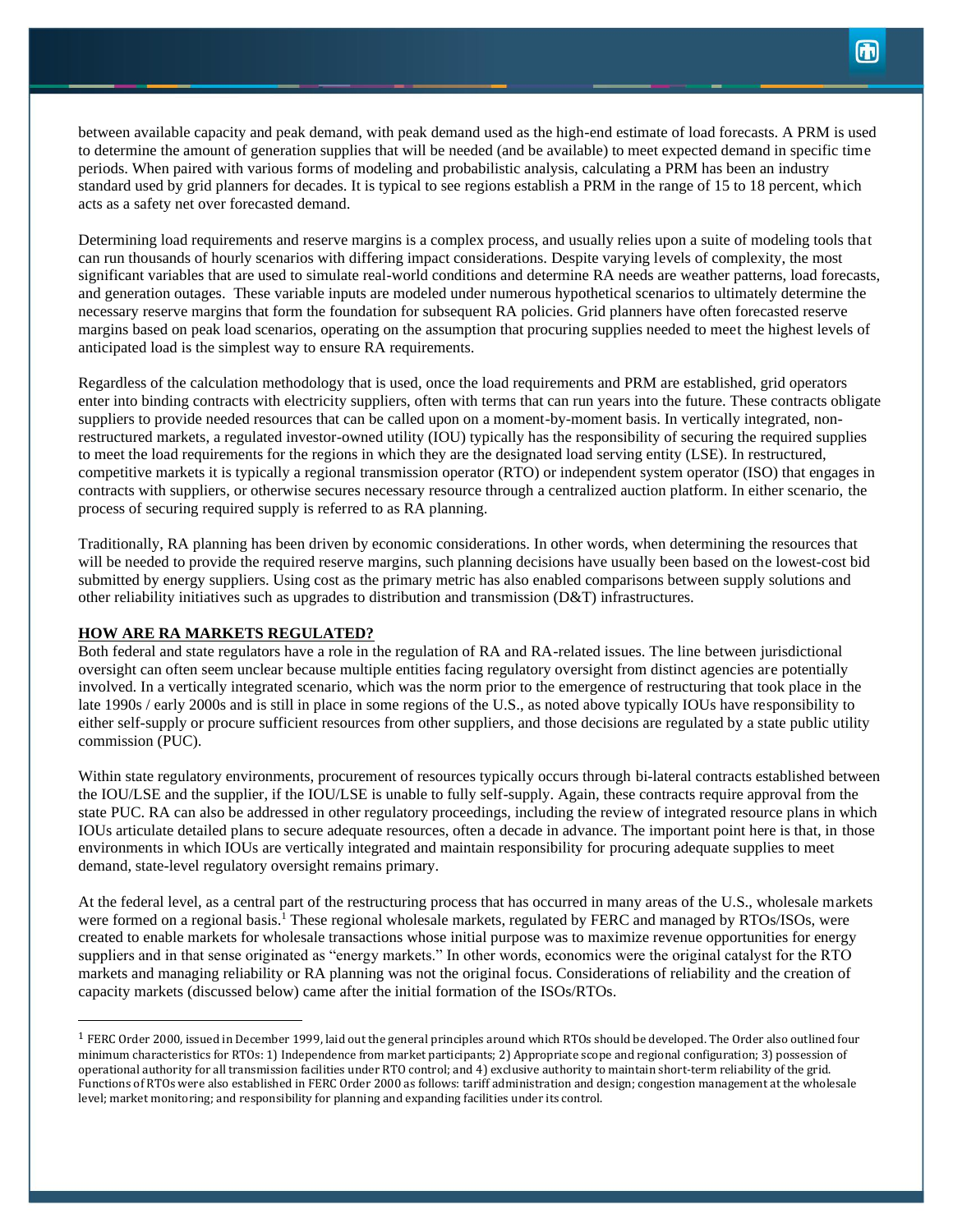between available capacity and peak demand, with peak demand used as the high-end estimate of load forecasts. A PRM is used to determine the amount of generation supplies that will be needed (and be available) to meet expected demand in specific time periods. When paired with various forms of modeling and probabilistic analysis, calculating a PRM has been an industry standard used by grid planners for decades. It is typical to see regions establish a PRM in the range of 15 to 18 percent, which acts as a safety net over forecasted demand.

Determining load requirements and reserve margins is a complex process, and usually relies upon a suite of modeling tools that can run thousands of hourly scenarios with differing impact considerations. Despite varying levels of complexity, the most significant variables that are used to simulate real-world conditions and determine RA needs are weather patterns, load forecasts, and generation outages. These variable inputs are modeled under numerous hypothetical scenarios to ultimately determine the necessary reserve margins that form the foundation for subsequent RA policies. Grid planners have often forecasted reserve margins based on peak load scenarios, operating on the assumption that procuring supplies needed to meet the highest levels of anticipated load is the simplest way to ensure RA requirements.

Regardless of the calculation methodology that is used, once the load requirements and PRM are established, grid operators enter into binding contracts with electricity suppliers, often with terms that can run years into the future. These contracts obligate suppliers to provide needed resources that can be called upon on a moment-by-moment basis. In vertically integrated, non-restructured markets, a regulated investor-owned utility (IOU) typically has the responsibility of securing the required supplies to meet the load requirements for the regions in which they are the designated load serving entity (LSE). In restructured, competitive markets it is typically a regional transmission operator (RTO) or independent system operator (ISO) that engages in contracts with suppliers, or otherwise secures necessary resource through a centralized auction platform. In either scenario, the process of securing required supply is referred to as RA planning.

Traditionally, RA planning has been driven by economic considerations. In other words, when determining the resources that will be needed to provide the required reserve margins, such planning decisions have usually been based on the lowest-cost bid submitted by energy suppliers. Using cost as the primary metric has also enabled comparisons between supply solutions and other reliability initiatives such as upgrades to distribution and transmission (D&T) infrastructures.

## HOW ARE RA MARKETS REGULATED?

Both federal and state regulators have a role in the regulation of RA and RA-related issues. The line between jurisdictional oversight can often seem unclear because multiple entities facing regulatory oversight from distinct agencies are potentially involved. In a vertically integrated scenario, which was the norm prior to the emergence of restructuring that took place in the late 1990s / early 2000s and is still in place in some regions of the U.S., as noted above typically IOUs have responsibility to either self-supply or procure sufficient resources from other suppliers, and those decisions are regulated by a state public utility commission (PUC).

Within state regulatory environments, procurement of resources typically occurs through bi-lateral contracts established between the IOU/LSE and the supplier, if the IOU/LSE is unable to fully self-supply. Again, these contracts require approval from the state PUC. RA can also be addressed in other regulatory proceedings, including the review of integrated resource plans in which IOUs articulate detailed plans to secure adequate resources, often a decade in advance. The important point here is that, in those environments in which IOUs are vertically integrated and maintain responsibility for procuring adequate supplies to meet demand, state-level regulatory oversight remains primary.

At the federal level, as a central part of the restructuring process that has occurred in many areas of the U.S., wholesale markets were formed on a regional basis.[1] These regional wholesale markets, regulated by FERC and managed by RTOs/ISOs, were created to enable markets for wholesale transactions whose initial purpose was to maximize revenue opportunities for energy suppliers and in that sense originated as "energy markets." In other words, economics were the original catalyst for the RTO markets and managing reliability or RA planning was not the original focus. Considerations of reliability and the creation of capacity markets (discussed below) came after the initial formation of the ISOs/RTOs.

---

[1] FERC Order 2000, issued in December 1999, laid out the general principles around which RTOs should be developed. The Order also outlined four minimum characteristics for RTOs: 1) Independence from market participants; 2) Appropriate scope and regional configuration; 3) possession of operational authority for all transmission facilities under RTO control; and 4) exclusive authority to maintain short-term reliability of the grid. Functions of RTOs were also established in FERC Order 2000 as follows: tariff administration and design; congestion management at the wholesale level; market monitoring; and responsibility for planning and expanding facilities under its control.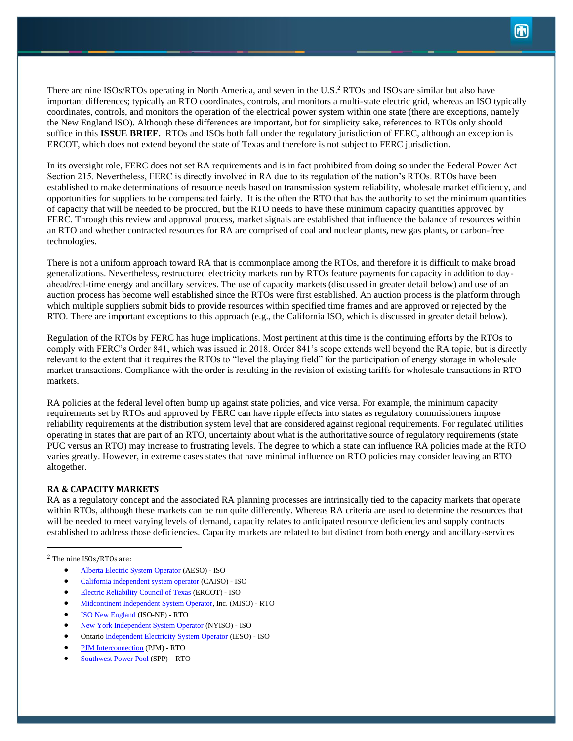There are nine ISOs/RTOs operating in North America, and seven in the U.S.[2] RTOs and ISOs are similar but also have important differences; typically an RTO coordinates, controls, and monitors a multi-state electric grid, whereas an ISO typically coordinates, controls, and monitors the operation of the electrical power system within one state (there are exceptions, namely the New England ISO). Although these differences are important, but for simplicity sake, references to RTOs only should suffice in this **ISSUE BRIEF.** RTOs and ISOs both fall under the regulatory jurisdiction of FERC, although an exception is ERCOT, which does not extend beyond the state of Texas and therefore is not subject to FERC jurisdiction.

In its oversight role, FERC does not set RA requirements and is in fact prohibited from doing so under the Federal Power Act Section 215. Nevertheless, FERC is directly involved in RA due to its regulation of the nation's RTOs. RTOs have been established to make determinations of resource needs based on transmission system reliability, wholesale market efficiency, and opportunities for suppliers to be compensated fairly. It is the often the RTO that has the authority to set the minimum quantities of capacity that will be needed to be procured, but the RTO needs to have these minimum capacity quantities approved by FERC. Through this review and approval process, market signals are established that influence the balance of resources within an RTO and whether contracted resources for RA are comprised of coal and nuclear plants, new gas plants, or carbon-free technologies.

There is not a uniform approach toward RA that is commonplace among the RTOs, and therefore it is difficult to make broad generalizations. Nevertheless, restructured electricity markets run by RTOs feature payments for capacity in addition to day-ahead/real-time energy and ancillary services. The use of capacity markets (discussed in greater detail below) and use of an auction process has become well established since the RTOs were first established. An auction process is the platform through which multiple suppliers submit bids to provide resources within specified time frames and are approved or rejected by the RTO. There are important exceptions to this approach (e.g., the California ISO, which is discussed in greater detail below).

Regulation of the RTOs by FERC has huge implications. Most pertinent at this time is the continuing efforts by the RTOs to comply with FERC's Order 841, which was issued in 2018. Order 841's scope extends well beyond the RA topic, but is directly relevant to the extent that it requires the RTOs to "level the playing field" for the participation of energy storage in wholesale market transactions. Compliance with the order is resulting in the revision of existing tariffs for wholesale transactions in RTO markets.

RA policies at the federal level often bump up against state policies, and vice versa. For example, the minimum capacity requirements set by RTOs and approved by FERC can have ripple effects into states as regulatory commissioners impose reliability requirements at the distribution system level that are considered against regional requirements. For regulated utilities operating in states that are part of an RTO, uncertainty about what is the authoritative source of regulatory requirements (state PUC versus an RTO) may increase to frustrating levels. The degree to which a state can influence RA policies made at the RTO varies greatly. However, in extreme cases states that have minimal influence on RTO policies may consider leaving an RTO altogether.

## RA & CAPACITY MARKETS

RA as a regulatory concept and the associated RA planning processes are intrinsically tied to the capacity markets that operate within RTOs, although these markets can be run quite differently. Whereas RA criteria are used to determine the resources that will be needed to meet varying levels of demand, capacity relates to anticipated resource deficiencies and supply contracts established to address those deficiencies. Capacity markets are related to but distinct from both energy and ancillary-services

---

[2] The nine ISOs/RTOs are:

- Alberta Electric System Operator (AESO) - ISO
- California independent system operator (CAISO) - ISO
- Electric Reliability Council of Texas (ERCOT) - ISO
- Midcontinent Independent System Operator, Inc. (MISO) - RTO
- ISO New England (ISO-NE) - RTO
- New York Independent System Operator (NYISO) - ISO
- Ontario Independent Electricity System Operator (IESO) - ISO
- PJM Interconnection (PJM) - RTO
- Southwest Power Pool (SPP) – RTO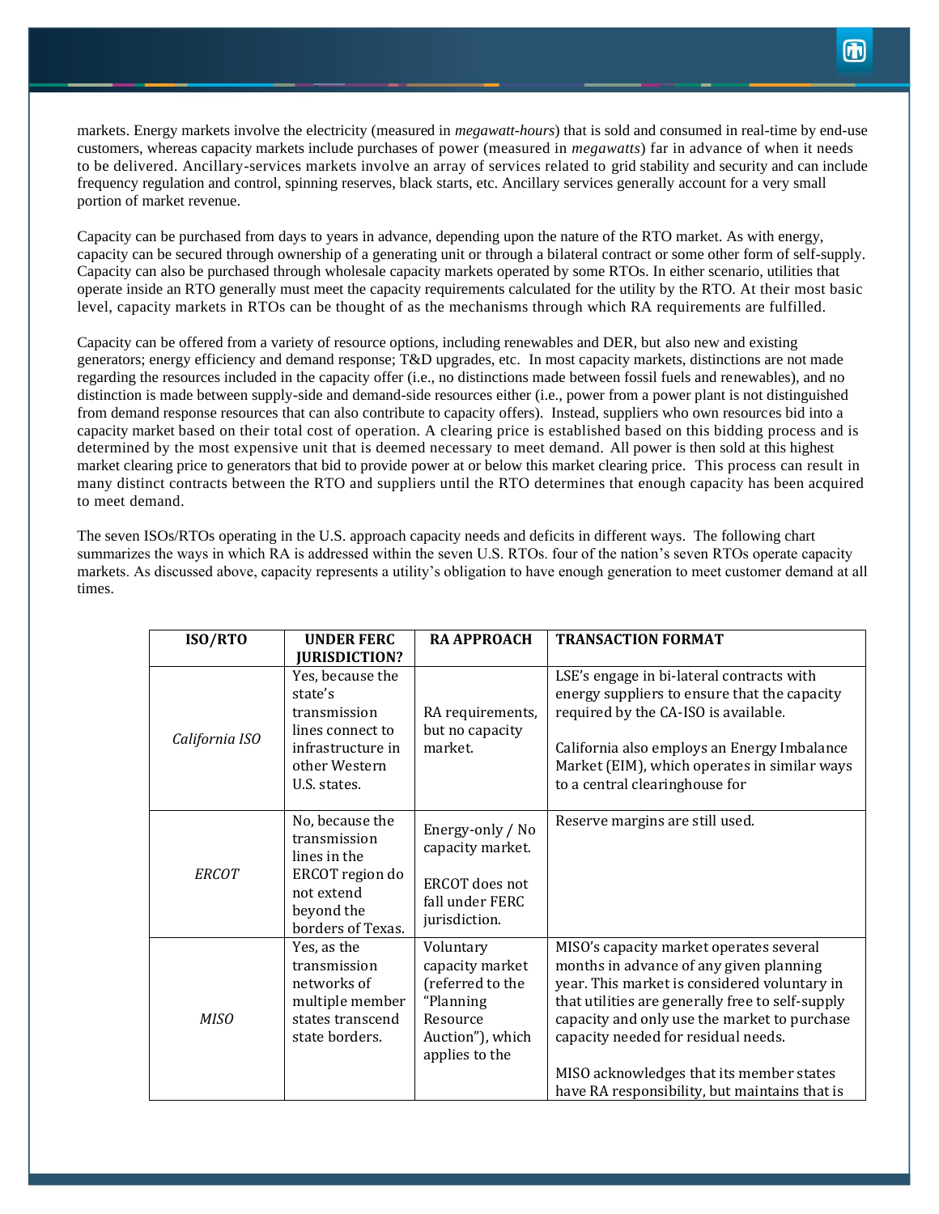markets. Energy markets involve the electricity (measured in *megawatt-hours*) that is sold and consumed in real-time by end-use customers, whereas capacity markets include purchases of power (measured in *megawatts*) far in advance of when it needs to be delivered. Ancillary-services markets involve an array of services related to grid stability and security and can include frequency regulation and control, spinning reserves, black starts, etc. Ancillary services generally account for a very small portion of market revenue.

Capacity can be purchased from days to years in advance, depending upon the nature of the RTO market. As with energy, capacity can be secured through ownership of a generating unit or through a bilateral contract or some other form of self-supply. Capacity can also be purchased through wholesale capacity markets operated by some RTOs. In either scenario, utilities that operate inside an RTO generally must meet the capacity requirements calculated for the utility by the RTO. At their most basic level, capacity markets in RTOs can be thought of as the mechanisms through which RA requirements are fulfilled.

Capacity can be offered from a variety of resource options, including renewables and DER, but also new and existing generators; energy efficiency and demand response; T&D upgrades, etc. In most capacity markets, distinctions are not made regarding the resources included in the capacity offer (i.e., no distinctions made between fossil fuels and renewables), and no distinction is made between supply-side and demand-side resources either (i.e., power from a power plant is not distinguished from demand response resources that can also contribute to capacity offers). Instead, suppliers who own resources bid into a capacity market based on their total cost of operation. A clearing price is established based on this bidding process and is determined by the most expensive unit that is deemed necessary to meet demand. All power is then sold at this highest market clearing price to generators that bid to provide power at or below this market clearing price. This process can result in many distinct contracts between the RTO and suppliers until the RTO determines that enough capacity has been acquired to meet demand.

The seven ISOs/RTOs operating in the U.S. approach capacity needs and deficits in different ways. The following chart summarizes the ways in which RA is addressed within the seven U.S. RTOs. four of the nation's seven RTOs operate capacity markets. As discussed above, capacity represents a utility's obligation to have enough generation to meet customer demand at all times.

| ISO/RTO | UNDER FERC JURISDICTION? | RA APPROACH | TRANSACTION FORMAT |
|---|---|---|---|
| *California ISO* | Yes, because the state's transmission lines connect to infrastructure in other Western U.S. states. | RA requirements, but no capacity market. | LSE's engage in bi-lateral contracts with energy suppliers to ensure that the capacity required by the CA-ISO is available.<br><br>California also employs an Energy Imbalance Market (EIM), which operates in similar ways to a central clearinghouse for |
| *ERCOT* | No, because the transmission lines in the ERCOT region do not extend beyond the borders of Texas. | Energy-only / No capacity market.<br><br>ERCOT does not fall under FERC jurisdiction. | Reserve margins are still used. |
| *MISO* | Yes, as the transmission networks of multiple member states transcend state borders. | Voluntary capacity market (referred to the "Planning Resource Auction"), which applies to the | MISO's capacity market operates several months in advance of any given planning year. This market is considered voluntary in that utilities are generally free to self-supply capacity and only use the market to purchase capacity needed for residual needs.<br><br>MISO acknowledges that its member states have RA responsibility, but maintains that is |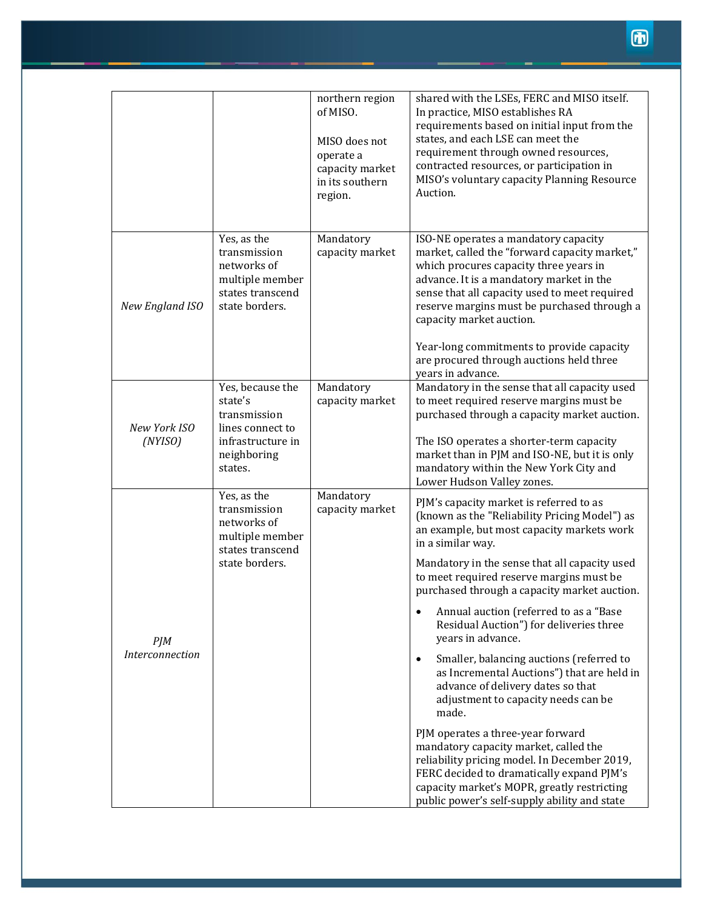| | | | |
|---|---|---|---|
| | | northern region of MISO. MISO does not operate a capacity market in its southern region. | shared with the LSEs, FERC and MISO itself. In practice, MISO establishes RA requirements based on initial input from the states, and each LSE can meet the requirement through owned resources, contracted resources, or participation in MISO's voluntary capacity Planning Resource Auction. |
| *New England ISO* | Yes, as the transmission networks of multiple member states transcend state borders. | Mandatory capacity market | ISO-NE operates a mandatory capacity market, called the "forward capacity market," which procures capacity three years in advance. It is a mandatory market in the sense that all capacity used to meet required reserve margins must be purchased through a capacity market auction.<br><br>Year-long commitments to provide capacity are procured through auctions held three years in advance. |
| *New York ISO (NYISO)* | Yes, because the state's transmission lines connect to infrastructure in neighboring states. | Mandatory capacity market | Mandatory in the sense that all capacity used to meet required reserve margins must be purchased through a capacity market auction.<br><br>The ISO operates a shorter-term capacity market than in PJM and ISO-NE, but it is only mandatory within the New York City and Lower Hudson Valley zones. |
| *PJM Interconnection* | Yes, as the transmission networks of multiple member states transcend state borders. | Mandatory capacity market | PJM's capacity market is referred to as (known as the "Reliability Pricing Model") as an example, but most capacity markets work in a similar way.<br><br>Mandatory in the sense that all capacity used to meet required reserve margins must be purchased through a capacity market auction.<br><br>• Annual auction (referred to as a "Base Residual Auction") for deliveries three years in advance.<br>• Smaller, balancing auctions (referred to as Incremental Auctions") that are held in advance of delivery dates so that adjustment to capacity needs can be made.<br><br>PJM operates a three-year forward mandatory capacity market, called the reliability pricing model. In December 2019, FERC decided to dramatically expand PJM's capacity market's MOPR, greatly restricting public power's self-supply ability and state |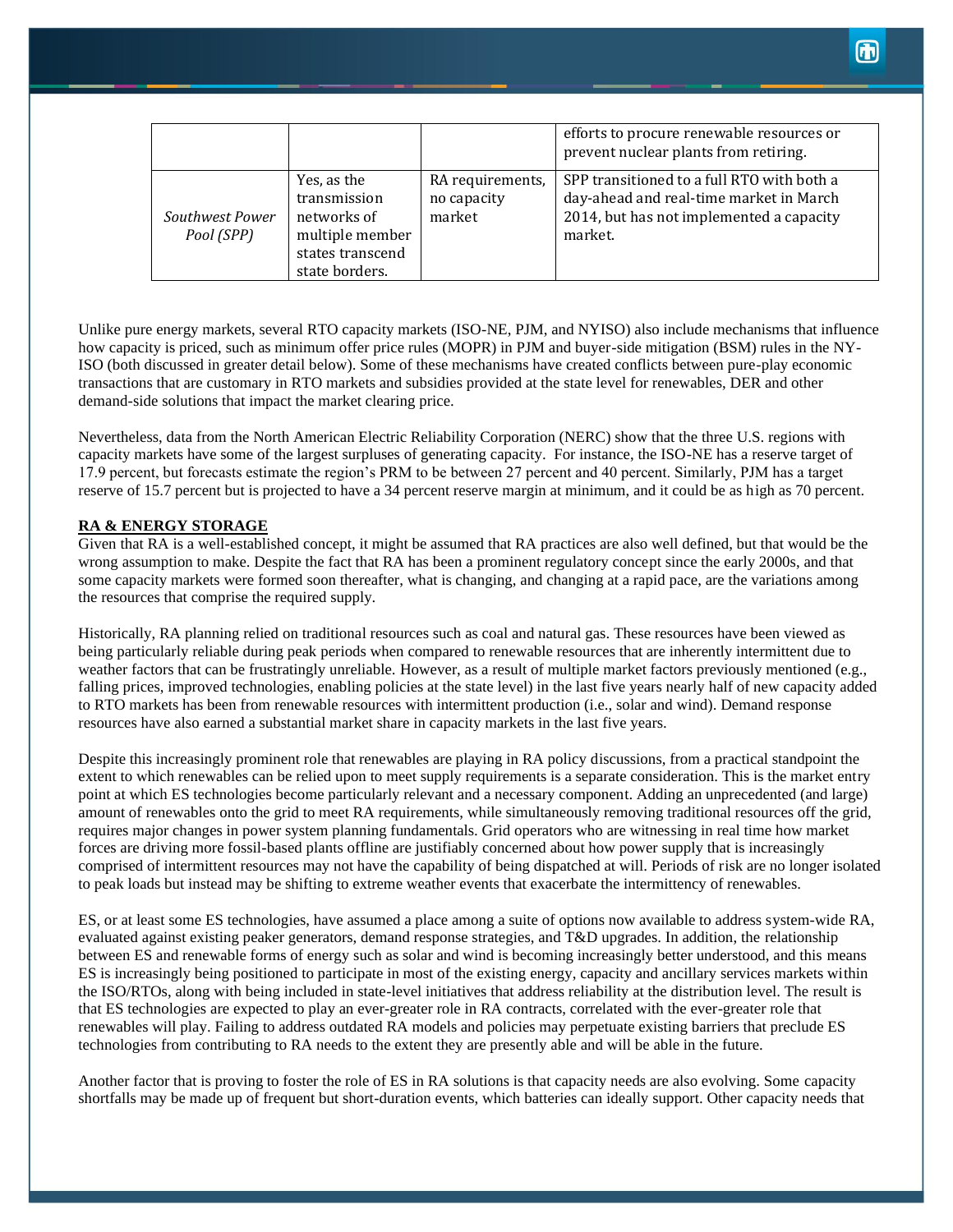| | | | |
|---|---|---|---|
| | | | efforts to procure renewable resources or prevent nuclear plants from retiring. |
| *Southwest Power Pool (SPP)* | Yes, as the transmission networks of multiple member states transcend state borders. | RA requirements, no capacity market | SPP transitioned to a full RTO with both a day-ahead and real-time market in March 2014, but has not implemented a capacity market. |

Unlike pure energy markets, several RTO capacity markets (ISO-NE, PJM, and NYISO) also include mechanisms that influence how capacity is priced, such as minimum offer price rules (MOPR) in PJM and buyer-side mitigation (BSM) rules in the NY-ISO (both discussed in greater detail below). Some of these mechanisms have created conflicts between pure-play economic transactions that are customary in RTO markets and subsidies provided at the state level for renewables, DER and other demand-side solutions that impact the market clearing price.

Nevertheless, data from the North American Electric Reliability Corporation (NERC) show that the three U.S. regions with capacity markets have some of the largest surpluses of generating capacity. For instance, the ISO-NE has a reserve target of 17.9 percent, but forecasts estimate the region's PRM to be between 27 percent and 40 percent. Similarly, PJM has a target reserve of 15.7 percent but is projected to have a 34 percent reserve margin at minimum, and it could be as high as 70 percent.

**RA & ENERGY STORAGE**

Given that RA is a well-established concept, it might be assumed that RA practices are also well defined, but that would be the wrong assumption to make. Despite the fact that RA has been a prominent regulatory concept since the early 2000s, and that some capacity markets were formed soon thereafter, what is changing, and changing at a rapid pace, are the variations among the resources that comprise the required supply.

Historically, RA planning relied on traditional resources such as coal and natural gas. These resources have been viewed as being particularly reliable during peak periods when compared to renewable resources that are inherently intermittent due to weather factors that can be frustratingly unreliable. However, as a result of multiple market factors previously mentioned (e.g., falling prices, improved technologies, enabling policies at the state level) in the last five years nearly half of new capacity added to RTO markets has been from renewable resources with intermittent production (i.e., solar and wind). Demand response resources have also earned a substantial market share in capacity markets in the last five years.

Despite this increasingly prominent role that renewables are playing in RA policy discussions, from a practical standpoint the extent to which renewables can be relied upon to meet supply requirements is a separate consideration. This is the market entry point at which ES technologies become particularly relevant and a necessary component. Adding an unprecedented (and large) amount of renewables onto the grid to meet RA requirements, while simultaneously removing traditional resources off the grid, requires major changes in power system planning fundamentals. Grid operators who are witnessing in real time how market forces are driving more fossil-based plants offline are justifiably concerned about how power supply that is increasingly comprised of intermittent resources may not have the capability of being dispatched at will. Periods of risk are no longer isolated to peak loads but instead may be shifting to extreme weather events that exacerbate the intermittency of renewables.

ES, or at least some ES technologies, have assumed a place among a suite of options now available to address system-wide RA, evaluated against existing peaker generators, demand response strategies, and T&D upgrades. In addition, the relationship between ES and renewable forms of energy such as solar and wind is becoming increasingly better understood, and this means ES is increasingly being positioned to participate in most of the existing energy, capacity and ancillary services markets within the ISO/RTOs, along with being included in state-level initiatives that address reliability at the distribution level. The result is that ES technologies are expected to play an ever-greater role in RA contracts, correlated with the ever-greater role that renewables will play. Failing to address outdated RA models and policies may perpetuate existing barriers that preclude ES technologies from contributing to RA needs to the extent they are presently able and will be able in the future.

Another factor that is proving to foster the role of ES in RA solutions is that capacity needs are also evolving. Some capacity shortfalls may be made up of frequent but short-duration events, which batteries can ideally support. Other capacity needs that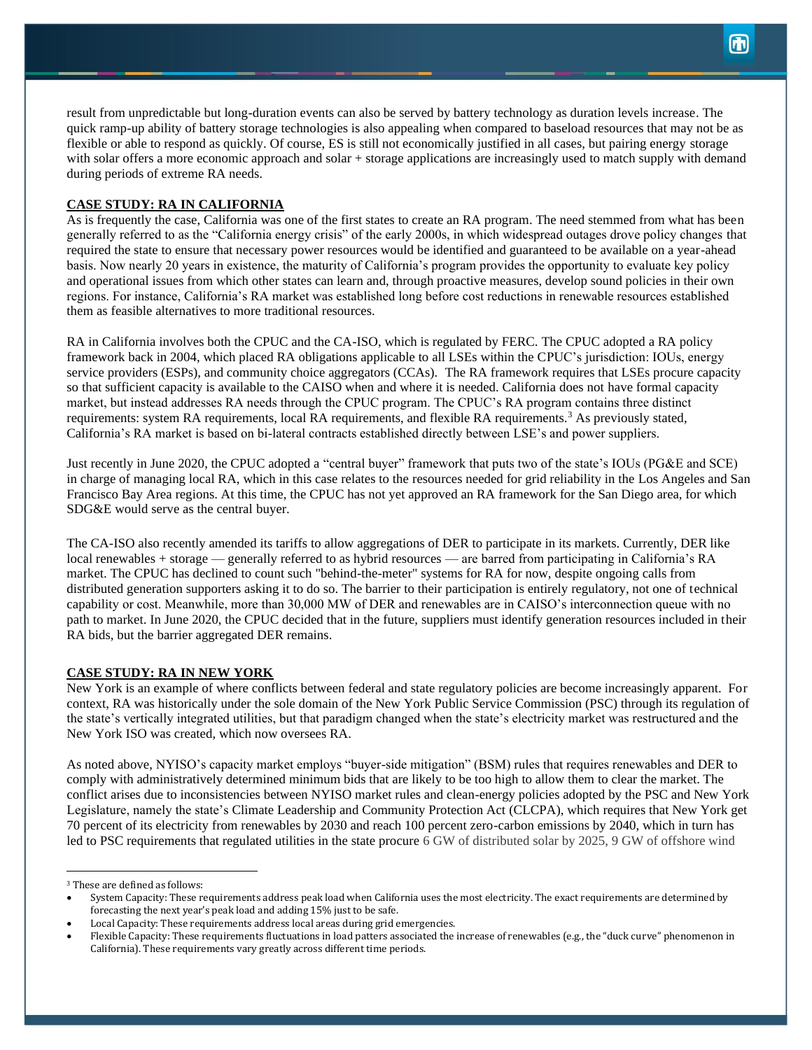result from unpredictable but long-duration events can also be served by battery technology as duration levels increase. The quick ramp-up ability of battery storage technologies is also appealing when compared to baseload resources that may not be as flexible or able to respond as quickly. Of course, ES is still not economically justified in all cases, but pairing energy storage with solar offers a more economic approach and solar + storage applications are increasingly used to match supply with demand during periods of extreme RA needs.

**CASE STUDY: RA IN CALIFORNIA**

As is frequently the case, California was one of the first states to create an RA program. The need stemmed from what has been generally referred to as the "California energy crisis" of the early 2000s, in which widespread outages drove policy changes that required the state to ensure that necessary power resources would be identified and guaranteed to be available on a year-ahead basis. Now nearly 20 years in existence, the maturity of California's program provides the opportunity to evaluate key policy and operational issues from which other states can learn and, through proactive measures, develop sound policies in their own regions. For instance, California's RA market was established long before cost reductions in renewable resources established them as feasible alternatives to more traditional resources.

RA in California involves both the CPUC and the CA-ISO, which is regulated by FERC. The CPUC adopted a RA policy framework back in 2004, which placed RA obligations applicable to all LSEs within the CPUC's jurisdiction: IOUs, energy service providers (ESPs), and community choice aggregators (CCAs). The RA framework requires that LSEs procure capacity so that sufficient capacity is available to the CAISO when and where it is needed. California does not have formal capacity market, but instead addresses RA needs through the CPUC program. The CPUC's RA program contains three distinct requirements: system RA requirements, local RA requirements, and flexible RA requirements.[3] As previously stated, California's RA market is based on bi-lateral contracts established directly between LSE's and power suppliers.

Just recently in June 2020, the CPUC adopted a "central buyer" framework that puts two of the state's IOUs (PG&E and SCE) in charge of managing local RA, which in this case relates to the resources needed for grid reliability in the Los Angeles and San Francisco Bay Area regions. At this time, the CPUC has not yet approved an RA framework for the San Diego area, for which SDG&E would serve as the central buyer.

The CA-ISO also recently amended its tariffs to allow aggregations of DER to participate in its markets. Currently, DER like local renewables + storage — generally referred to as hybrid resources — are barred from participating in California's RA market. The CPUC has declined to count such "behind-the-meter" systems for RA for now, despite ongoing calls from distributed generation supporters asking it to do so. The barrier to their participation is entirely regulatory, not one of technical capability or cost. Meanwhile, more than 30,000 MW of DER and renewables are in CAISO's interconnection queue with no path to market. In June 2020, the CPUC decided that in the future, suppliers must identify generation resources included in their RA bids, but the barrier aggregated DER remains.

**CASE STUDY: RA IN NEW YORK**

New York is an example of where conflicts between federal and state regulatory policies are become increasingly apparent. For context, RA was historically under the sole domain of the New York Public Service Commission (PSC) through its regulation of the state's vertically integrated utilities, but that paradigm changed when the state's electricity market was restructured and the New York ISO was created, which now oversees RA.

As noted above, NYISO's capacity market employs "buyer-side mitigation" (BSM) rules that requires renewables and DER to comply with administratively determined minimum bids that are likely to be too high to allow them to clear the market. The conflict arises due to inconsistencies between NYISO market rules and clean-energy policies adopted by the PSC and New York Legislature, namely the state's Climate Leadership and Community Protection Act (CLCPA), which requires that New York get 70 percent of its electricity from renewables by 2030 and reach 100 percent zero-carbon emissions by 2040, which in turn has led to PSC requirements that regulated utilities in the state procure 6 GW of distributed solar by 2025, 9 GW of offshore wind

---

[3] These are defined as follows:

- System Capacity: These requirements address peak load when California uses the most electricity. The exact requirements are determined by forecasting the next year's peak load and adding 15% just to be safe.
- Local Capacity: These requirements address local areas during grid emergencies.
- Flexible Capacity: These requirements fluctuations in load patters associated the increase of renewables (e.g., the "duck curve" phenomenon in California). These requirements vary greatly across different time periods.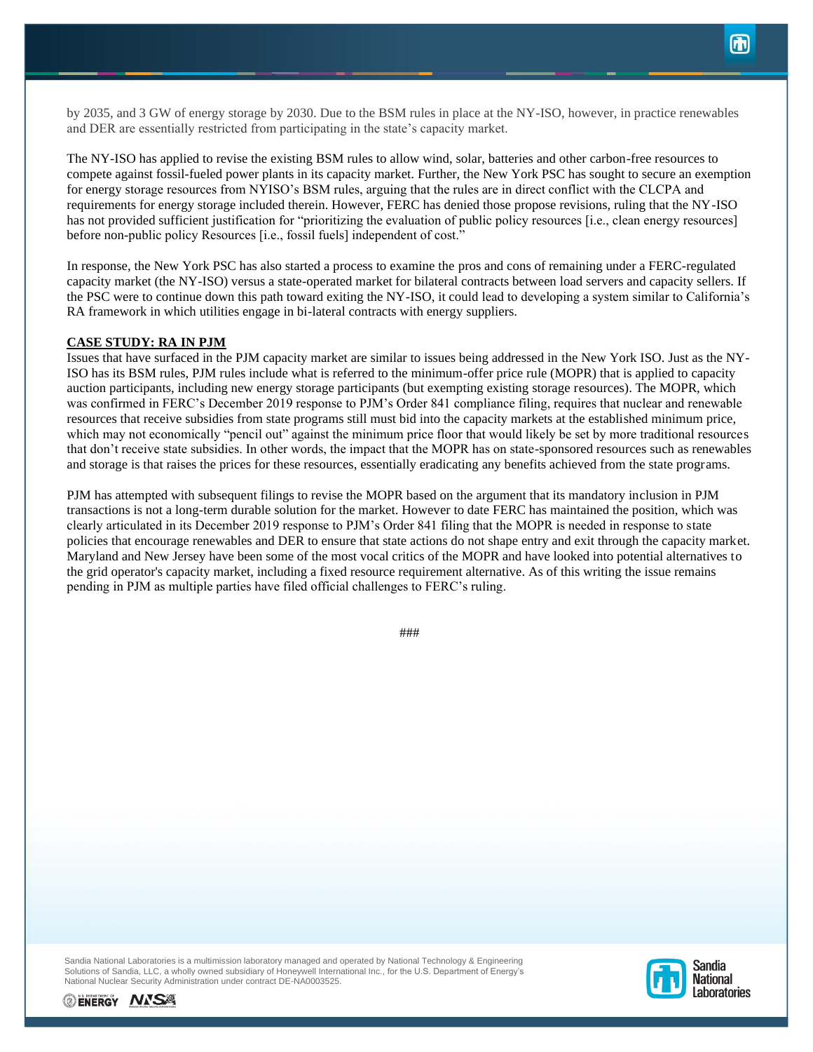by 2035, and 3 GW of energy storage by 2030. Due to the BSM rules in place at the NY-ISO, however, in practice renewables and DER are essentially restricted from participating in the state's capacity market.

The NY-ISO has applied to revise the existing BSM rules to allow wind, solar, batteries and other carbon-free resources to compete against fossil-fueled power plants in its capacity market. Further, the New York PSC has sought to secure an exemption for energy storage resources from NYISO's BSM rules, arguing that the rules are in direct conflict with the CLCPA and requirements for energy storage included therein. However, FERC has denied those propose revisions, ruling that the NY-ISO has not provided sufficient justification for "prioritizing the evaluation of public policy resources [i.e., clean energy resources] before non-public policy Resources [i.e., fossil fuels] independent of cost."

In response, the New York PSC has also started a process to examine the pros and cons of remaining under a FERC-regulated capacity market (the NY-ISO) versus a state-operated market for bilateral contracts between load servers and capacity sellers. If the PSC were to continue down this path toward exiting the NY-ISO, it could lead to developing a system similar to California's RA framework in which utilities engage in bi-lateral contracts with energy suppliers.

**CASE STUDY: RA IN PJM**

Issues that have surfaced in the PJM capacity market are similar to issues being addressed in the New York ISO. Just as the NY-ISO has its BSM rules, PJM rules include what is referred to the minimum-offer price rule (MOPR) that is applied to capacity auction participants, including new energy storage participants (but exempting existing storage resources). The MOPR, which was confirmed in FERC's December 2019 response to PJM's Order 841 compliance filing, requires that nuclear and renewable resources that receive subsidies from state programs still must bid into the capacity markets at the established minimum price, which may not economically "pencil out" against the minimum price floor that would likely be set by more traditional resources that don't receive state subsidies. In other words, the impact that the MOPR has on state-sponsored resources such as renewables and storage is that raises the prices for these resources, essentially eradicating any benefits achieved from the state programs.

PJM has attempted with subsequent filings to revise the MOPR based on the argument that its mandatory inclusion in PJM transactions is not a long-term durable solution for the market. However to date FERC has maintained the position, which was clearly articulated in its December 2019 response to PJM's Order 841 filing that the MOPR is needed in response to state policies that encourage renewables and DER to ensure that state actions do not shape entry and exit through the capacity market. Maryland and New Jersey have been some of the most vocal critics of the MOPR and have looked into potential alternatives to the grid operator's capacity market, including a fixed resource requirement alternative. As of this writing the issue remains pending in PJM as multiple parties have filed official challenges to FERC's ruling.

###

Sandia National Laboratories is a multimission laboratory managed and operated by National Technology & Engineering Solutions of Sandia, LLC, a wholly owned subsidiary of Honeywell International Inc., for the U.S. Department of Energy's National Nuclear Security Administration under contract DE-NA0003525.